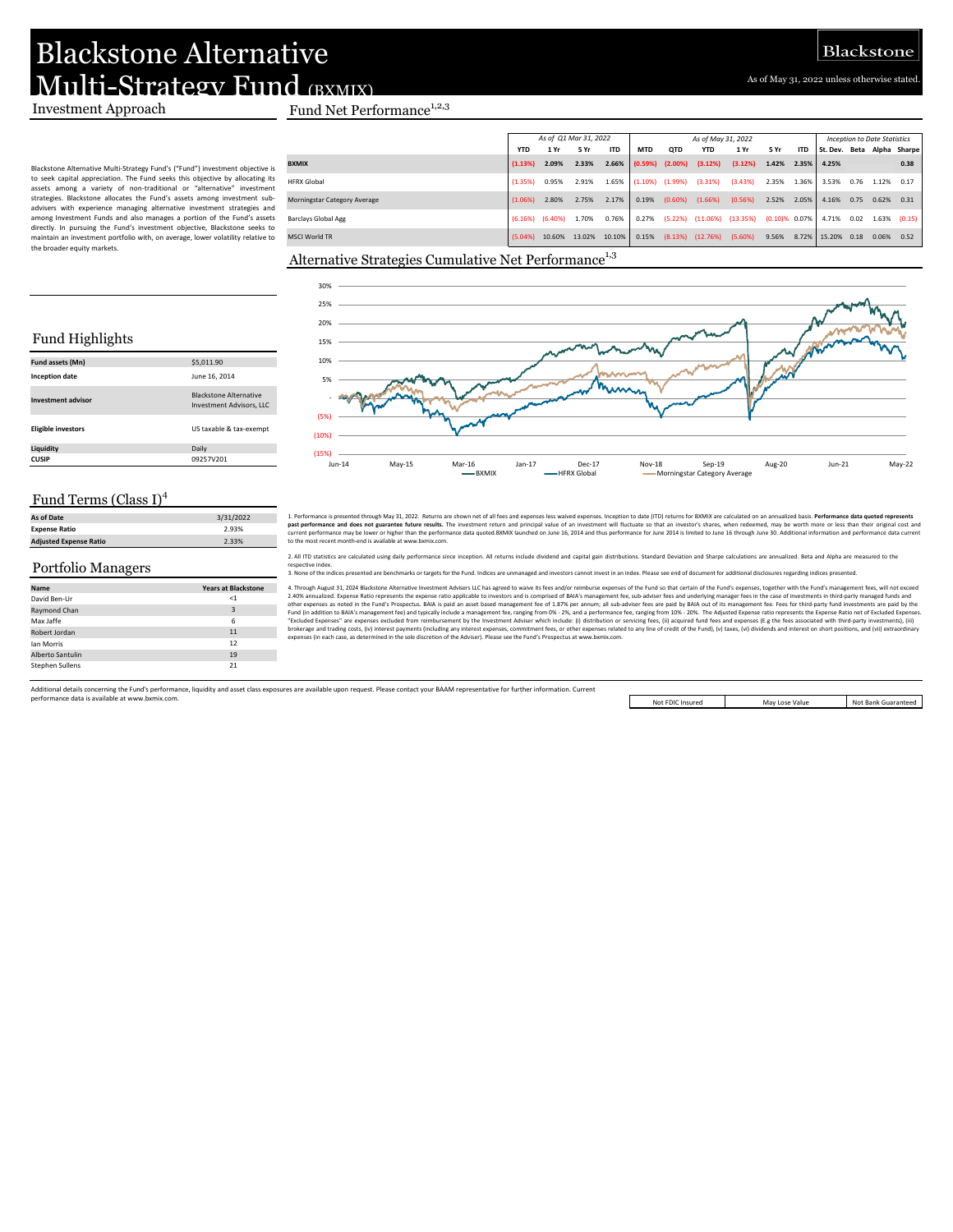# Blackstone Alternative Multi-Strategy Fund (BXMIX)

Blackstone

As of May 31, 2022 unless otherwise stated.

## Investment Approach

Blackstone Alternative Multi-Strategy Fund's ("Fund") investment objective is to seek capital appreciation. The Fund seeks this objective by allocating its assets among a variety of non-traditional or "alternative" investment strategies. Blackstone allocates the Fund's assets among investment sub-advisers with experience managing alternative investment strategies and among Investment Funds and also manages a portion of the Fund's assets directly. In pursuing the Fund's investment objective, Blackstone seeks to maintain an investment portfolio with, on average, lower volatility relative to the broader equity markets.

## Fund Net Performance[1,2,3]

| | *As of Q1 Mar 31, 2022* | | | | *As of May 31, 2022* | | | | | | *Inception to Date Statistics* | | | |
|---|---|---|---|---|---|---|---|---|---|---|---|---|---|---|
| | YTD | 1 Yr | 5 Yr | ITD | MTD | QTD | YTD | 1 Yr | 5 Yr | ITD | St. Dev. | Beta | Alpha | Sharpe |
| **BXMIX** | **(1.13%)** | **2.09%** | **2.33%** | **2.66%** | **(0.59%)** | **(2.00%)** | **(3.12%)** | **(3.12%)** | **1.42%** | **2.35%** | **4.25%** | | | **0.38** |
| HFRX Global | (1.35%) | 0.95% | 2.91% | 1.65% | (1.10%) | (1.99%) | (3.31%) | (3.43%) | 2.35% | 1.36% | 3.53% | 0.76 | 1.12% | 0.17 |
| Morningstar Category Average | (1.06%) | 2.80% | 2.75% | 2.17% | 0.19% | (0.60%) | (1.66%) | (0.56%) | 2.52% | 2.05% | 4.16% | 0.75 | 0.62% | 0.31 |
| Barclays Global Agg | (6.16%) | (6.40%) | 1.70% | 0.76% | 0.27% | (5.22%) | (11.06%) | (13.35%) | (0.10)% | 0.07% | 4.71% | 0.02 | 1.63% | (0.15) |
| MSCI World TR | (5.04%) | 10.60% | 13.02% | 10.10% | 0.15% | (8.13%) | (12.76%) | (5.60%) | 9.56% | 8.72% | 15.20% | 0.18 | 0.06% | 0.52 |

## Alternative Strategies Cumulative Net Performance[1,3]

## Fund Highlights

| | |
|---|---|
| **Fund assets (Mn)** | $5,011.90 |
| **Inception date** | June 16, 2014 |
| **Investment advisor** | Blackstone Alternative Investment Advisors, LLC |
| **Eligible investors** | US taxable & tax-exempt |
| **Liquidity** | Daily |
| **CUSIP** | 09257V201 |

## Fund Terms (Class I)[4]

| | |
|---|---|
| **As of Date** | 3/31/2022 |
| **Expense Ratio** | 2.93% |
| **Adjusted Expense Ratio** | 2.33% |

## Portfolio Managers

| Name | Years at Blackstone |
|---|---|
| David Ben-Ur | <1 |
| Raymond Chan | 3 |
| Max Jaffe | 6 |
| Robert Jordan | 11 |
| Ian Morris | 12 |
| Alberto Santulin | 19 |
| Stephen Sullens | 21 |

1. Performance is presented through May 31, 2022. Returns are shown net of all fees and expenses less waived expenses. Inception to date (ITD) returns for BXMIX are calculated on an annualized basis. **Performance data quoted represents past performance and does not guarantee future results.** The investment return and principal value of an investment will fluctuate so that an investor's shares, when redeemed, may be worth more or less than their original cost and current performance may be lower or higher than the performance data quoted.BXMIX launched on June 16, 2014 and thus performance for June 2014 is limited to June 16 through June 30. Additional information and performance data current to the most recent month-end is available at www.bxmix.com.

2. All ITD statistics are calculated using daily performance since inception. All returns include dividend and capital gain distributions. Standard Deviation and Sharpe calculations are annualized. Beta and Alpha are measured to the respective index.

3. None of the indices presented are benchmarks or targets for the Fund. Indices are unmanaged and investors cannot invest in an index. Please see end of document for additional disclosures regarding indices presented.

4. Through August 31, 2024 Blackstone Alternative Investment Advisers LLC has agreed to waive its fees and/or reimburse expenses of the Fund so that certain of the Fund's expenses, together with the Fund's management fees, will not exceed 2.40% annualized. Expense Ratio represents the expense ratio applicable to investors and is comprised of BAIA's management fee, sub-adviser fees and underlying manager fees in the case of investments in third-party managed funds and other expenses as noted in the Fund's Prospectus. BAIA is paid an asset based management fee of 1.87% per annum; all sub-adviser fees are paid by BAIA out of its management fee. Fees for third-party fund investments are paid by the Fund (in addition to BAIA's management fee) and typically include a management fee, ranging from 0% - 2%, and a performance fee, ranging from 10% - 20%. The Adjusted Expense ratio represents the Expense Ratio net of Excluded Expenses. "Excluded Expenses" are expenses excluded from reimbursement by the Investment Adviser which include: (i) distribution or servicing fees, (ii) acquired fund fees and expenses (E.g the fees associated with third-party investments), (iii) brokerage and trading costs, (iv) interest payments (including any interest expenses, commitment fees, or other expenses related to any line of credit of the Fund), (v) taxes, (vi) dividends and interest on short positions, and (vii) extraordinary expenses (in each case, as determined in the sole discretion of the Adviser). Please see the Fund's Prospectus at www.bxmix.com.

Additional details concerning the Fund's performance, liquidity and asset class exposures are available upon request. Please contact your BAAM representative for further information. Current performance data is available at www.bxmix.com.

| Not FDIC Insured | May Lose Value | Not Bank Guaranteed |
|---|---|---|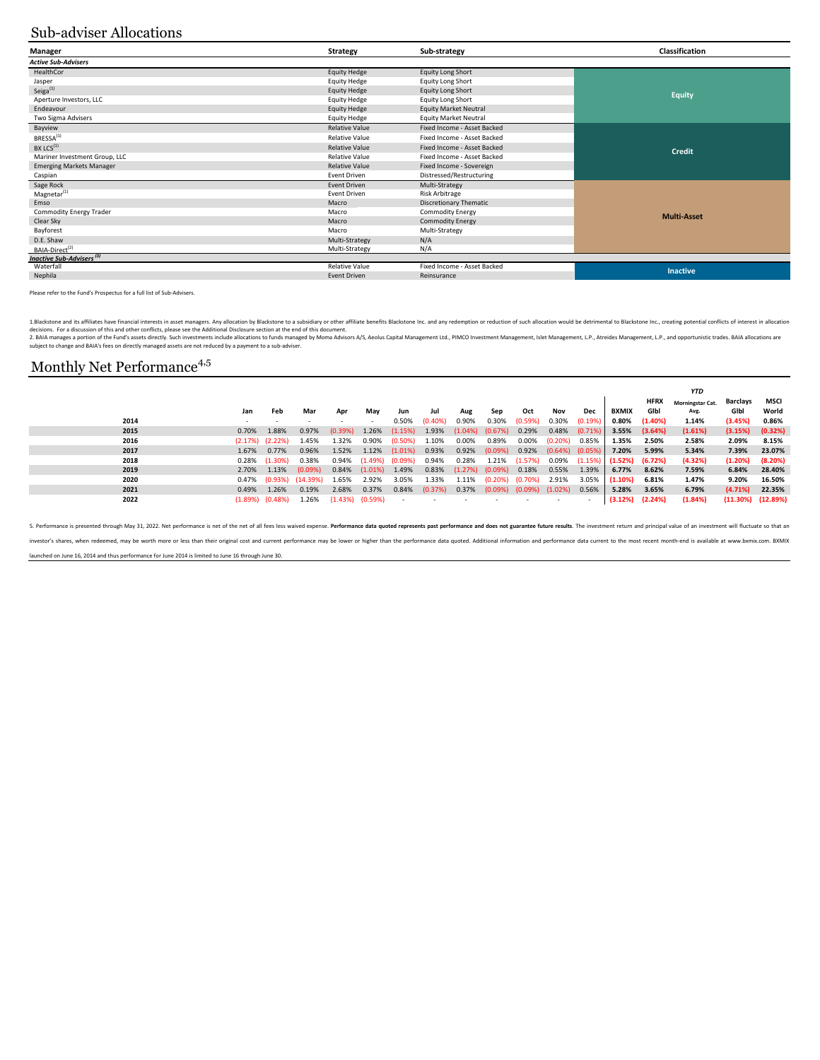# Sub-adviser Allocations

| Manager | Strategy | Sub-strategy | Classification |
|---|---|---|---|
| ***Active Sub-Advisers*** | | | |
| HealthCor | Equity Hedge | Equity Long Short | Equity |
| Jasper | Equity Hedge | Equity Long Short | Equity |
| Seiga[1] | Equity Hedge | Equity Long Short | Equity |
| Aperture Investors, LLC | Equity Hedge | Equity Long Short | Equity |
| Endeavour | Equity Hedge | Equity Market Neutral | Equity |
| Two Sigma Advisers | Equity Hedge | Equity Market Neutral | Equity |
| Bayview | Relative Value | Fixed Income - Asset Backed | Credit |
| BRESSA[1] | Relative Value | Fixed Income - Asset Backed | Credit |
| BX LCS[1] | Relative Value | Fixed Income - Asset Backed | Credit |
| Mariner Investment Group, LLC | Relative Value | Fixed Income - Asset Backed | Credit |
| Emerging Markets Manager | Relative Value | Fixed Income - Sovereign | Credit |
| Caspian | Event Driven | Distressed/Restructuring | Credit |
| Sage Rock | Event Driven | Multi-Strategy | Multi-Asset |
| Magnetar[1] | Event Driven | Risk Arbitrage | Multi-Asset |
| Emso | Macro | Discretionary Thematic | Multi-Asset |
| Commodity Energy Trader | Macro | Commodity Energy | Multi-Asset |
| Clear Sky | Macro | Commodity Energy | Multi-Asset |
| Bayforest | Macro | Multi-Strategy | Multi-Asset |
| D.E. Shaw | Multi-Strategy | N/A | Multi-Asset |
| BAIA-Direct[2] | Multi-Strategy | N/A | Multi-Asset |
| ***Inactive Sub-Advisers*** [3] | | | |
| Waterfall | Relative Value | Fixed Income - Asset Backed | Inactive |
| Nephila | Event Driven | Reinsurance | Inactive |

Please refer to the Fund's Prospectus for a full list of Sub-Advisers.

1.Blackstone and its affiliates have financial interests in asset managers. Any allocation by Blackstone to a subsidiary or other affiliate benefits Blackstone Inc. and any redemption or reduction of such allocation would be detrimental to Blackstone Inc., creating potential conflicts of interest in allocation decisions. For a discussion of this and other conflicts, please see the Additional Disclosure section at the end of this document.
2. BAIA manages a portion of the Fund's assets directly. Such investments include allocations to funds managed by Moma Advisors A/S, Aeolus Capital Management Ltd., PIMCO Investment Management, Islet Management, L.P., Atreides Management, L.P., and opportunistic trades. BAIA allocations are subject to change and BAIA's fees on directly managed assets are not reduced by a payment to a sub-adviser.

# Monthly Net Performance[4,5]

| | Jan | Feb | Mar | Apr | May | Jun | Jul | Aug | Sep | Oct | Nov | Dec | YTD BXMIX | YTD HFRX Glbl | YTD Morningstar Cat. Avg. | YTD Barclays Glbl | YTD MSCI World |
|---|---|---|---|---|---|---|---|---|---|---|---|---|---|---|---|---|---|
| **2014** | - | - | - | - | - | 0.50% | (0.40%) | 0.90% | 0.30% | (0.59%) | 0.30% | (0.19%) | **0.80%** | **(1.40%)** | **1.14%** | **(3.45%)** | **0.86%** |
| **2015** | 0.70% | 1.88% | 0.97% | (0.39%) | 1.26% | (1.15%) | 1.93% | (1.04%) | (0.67%) | 0.29% | 0.48% | (0.71%) | **3.55%** | **(3.64%)** | **(1.61%)** | **(3.15%)** | **(0.32%)** |
| **2016** | (2.17%) | (2.22%) | 1.45% | 1.32% | 0.90% | (0.50%) | 1.10% | 0.00% | 0.89% | 0.00% | (0.20%) | 0.85% | **1.35%** | **2.50%** | **2.58%** | **2.09%** | **8.15%** |
| **2017** | 1.67% | 0.77% | 0.96% | 1.52% | 1.12% | (1.01%) | 0.93% | 0.92% | (0.09%) | 0.92% | (0.64%) | (0.05%) | **7.20%** | **5.99%** | **5.34%** | **7.39%** | **23.07%** |
| **2018** | 0.28% | (1.30%) | 0.38% | 0.94% | (1.49%) | (0.09%) | 0.94% | 0.28% | 1.21% | (1.57%) | 0.09% | (1.15%) | **(1.52%)** | **(6.72%)** | **(4.32%)** | **(1.20%)** | **(8.20%)** |
| **2019** | 2.70% | 1.13% | (0.09%) | 0.84% | (1.01%) | 1.49% | 0.83% | (1.27%) | (0.09%) | 0.18% | 0.55% | 1.39% | **6.77%** | **8.62%** | **7.59%** | **6.84%** | **28.40%** |
| **2020** | 0.47% | (0.93%) | (14.39%) | 1.65% | 2.92% | 3.05% | 1.33% | 1.11% | (0.20%) | (0.70%) | 2.91% | 3.05% | **(1.10%)** | **6.81%** | **1.47%** | **9.20%** | **16.50%** |
| **2021** | 0.49% | 1.26% | 0.19% | 2.68% | 0.37% | 0.84% | (0.37%) | 0.37% | (0.09%) | (0.09%) | (1.02%) | 0.56% | **5.28%** | **3.65%** | **6.79%** | **(4.71%)** | **22.35%** |
| **2022** | (1.89%) | (0.48%) | 1.26% | (1.43%) | (0.59%) | - | - | - | - | - | - | - | **(3.12%)** | **(2.24%)** | **(1.84%)** | **(11.30%)** | **(12.89%)** |

5. Performance is presented through May 31, 2022. Net performance is net of the net of all fees less waived expense. **Performance data quoted represents past performance and does not guarantee future results**. The investment return and principal value of an investment will fluctuate so that an investor's shares, when redeemed, may be worth more or less than their original cost and current performance may be lower or higher than the performance data quoted. Additional information and performance data current to the most recent month-end is available at www.bxmix.com. BXMIX launched on June 16, 2014 and thus performance for June 2014 is limited to June 16 through June 30.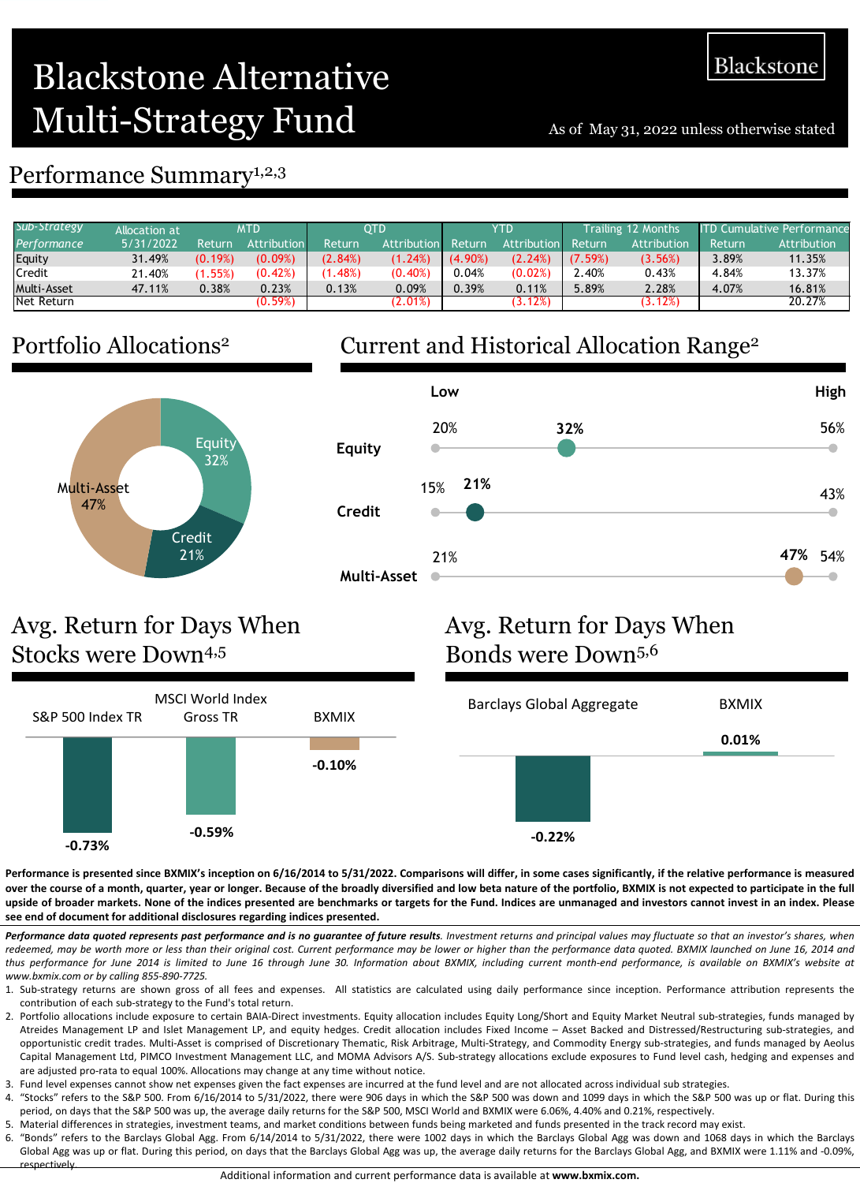# Blackstone Alternative Multi-Strategy Fund

Blackstone

As of May 31, 2022 unless otherwise stated

## Performance Summary[1,2,3]

| Sub-Strategy Performance | Allocation at 5/31/2022 | MTD | | QTD | | YTD | | Trailing 12 Months | | ITD Cumulative Performance | |
|---|---|---|---|---|---|---|---|---|---|---|---|
| | | Return | Attribution | Return | Attribution | Return | Attribution | Return | Attribution | Return | Attribution |
| Equity | 31.49% | (0.19%) | (0.09%) | (2.84%) | (1.24%) | (4.90%) | (2.24%) | (7.59%) | (3.56%) | 3.89% | 11.35% |
| Credit | 21.40% | (1.55%) | (0.42%) | (1.48%) | (0.40%) | 0.04% | (0.02%) | 2.40% | 0.43% | 4.84% | 13.37% |
| Multi-Asset | 47.11% | 0.38% | 0.23% | 0.13% | 0.09% | 0.39% | 0.11% | 5.89% | 2.28% | 4.07% | 16.81% |
| Net Return | | | (0.59%) | | (2.01%) | | (3.12%) | | (3.12%) | | 20.27% |

## Portfolio Allocations[2]

- Equity 32%
- Credit 21%
- Multi-Asset 47%

## Current and Historical Allocation Range[2]

| | Low | Current | High |
|---|---|---|---|
| Equity | 20% | 32% | 56% |
| Credit | 15% | 21% | 43% |
| Multi-Asset | 21% | 47% | 54% |

## Avg. Return for Days When Stocks were Down[4,5]

| S&P 500 Index TR | MSCI World Index Gross TR | BXMIX |
|---|---|---|
| -0.73% | -0.59% | -0.10% |

## Avg. Return for Days When Bonds were Down[5,6]

| Barclays Global Aggregate | BXMIX |
|---|---|
| -0.22% | 0.01% |

**Performance is presented since BXMIX's inception on 6/16/2014 to 5/31/2022. Comparisons will differ, in some cases significantly, if the relative performance is measured over the course of a month, quarter, year or longer. Because of the broadly diversified and low beta nature of the portfolio, BXMIX is not expected to participate in the full upside of broader markets. None of the indices presented are benchmarks or targets for the Fund. Indices are unmanaged and investors cannot invest in an index. Please see end of document for additional disclosures regarding indices presented.**

***Performance data quoted represents past performance and is no guarantee of future results****. Investment returns and principal values may fluctuate so that an investor's shares, when redeemed, may be worth more or less than their original cost. Current performance may be lower or higher than the performance data quoted. BXMIX launched on June 16, 2014 and thus performance for June 2014 is limited to June 16 through June 30. Information about BXMIX, including current month-end performance, is available on BXMIX's website at www.bxmix.com or by calling 855-890-7725.*

1. Sub-strategy returns are shown gross of all fees and expenses. All statistics are calculated using daily performance since inception. Performance attribution represents the contribution of each sub-strategy to the Fund's total return.
2. Portfolio allocations include exposure to certain BAIA-Direct investments. Equity allocation includes Equity Long/Short and Equity Market Neutral sub-strategies, funds managed by Atreides Management LP and Islet Management LP, and equity hedges. Credit allocation includes Fixed Income – Asset Backed and Distressed/Restructuring sub-strategies, and opportunistic credit trades. Multi-Asset is comprised of Discretionary Thematic, Risk Arbitrage, Multi-Strategy, and Commodity Energy sub-strategies, and funds managed by Aeolus Capital Management Ltd, PIMCO Investment Management LLC, and MOMA Advisors A/S. Sub-strategy allocations exclude exposures to Fund level cash, hedging and expenses and are adjusted pro-rata to equal 100%. Allocations may change at any time without notice.
3. Fund level expenses cannot show net expenses given the fact expenses are incurred at the fund level and are not allocated across individual sub strategies.
4. "Stocks" refers to the S&P 500. From 6/16/2014 to 5/31/2022, there were 906 days in which the S&P 500 was down and 1099 days in which the S&P 500 was up or flat. During this period, on days that the S&P 500 was up, the average daily returns for the S&P 500, MSCI World and BXMIX were 6.06%, 4.40% and 0.21%, respectively.
5. Material differences in strategies, investment teams, and market conditions between funds being marketed and funds presented in the track record may exist.
6. "Bonds" refers to the Barclays Global Agg. From 6/14/2014 to 5/31/2022, there were 1002 days in which the Barclays Global Agg was down and 1068 days in which the Barclays Global Agg was up or flat. During this period, on days that the Barclays Global Agg was up, the average daily returns for the Barclays Global Agg, and BXMIX were 1.11% and -0.09%, respectively.

Additional information and current performance data is available at **www.bxmix.com.**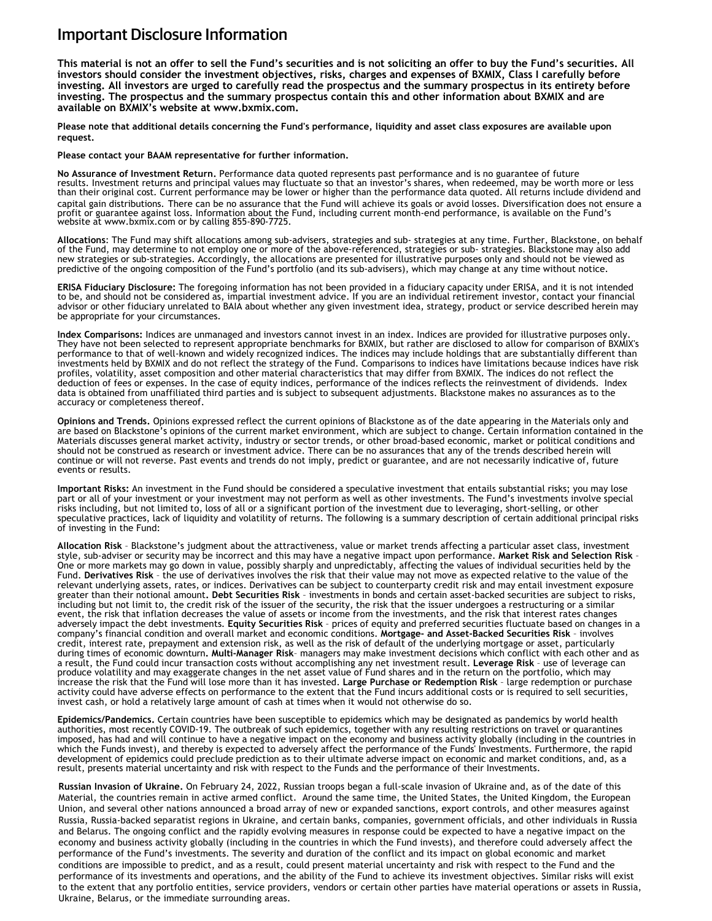# Important Disclosure Information

**This material is not an offer to sell the Fund's securities and is not soliciting an offer to buy the Fund's securities. All investors should consider the investment objectives, risks, charges and expenses of BXMIX, Class I carefully before investing. All investors are urged to carefully read the prospectus and the summary prospectus in its entirety before investing. The prospectus and the summary prospectus contain this and other information about BXMIX and are available on BXMIX's website at www.bxmix.com.**

**Please note that additional details concerning the Fund's performance, liquidity and asset class exposures are available upon request.**

**Please contact your BAAM representative for further information.**

**No Assurance of Investment Return.** Performance data quoted represents past performance and is no guarantee of future results. Investment returns and principal values may fluctuate so that an investor's shares, when redeemed, may be worth more or less than their original cost. Current performance may be lower or higher than the performance data quoted. All returns include dividend and capital gain distributions. There can be no assurance that the Fund will achieve its goals or avoid losses. Diversification does not ensure a profit or guarantee against loss. Information about the Fund, including current month-end performance, is available on the Fund's website at www.bxmix.com or by calling 855-890-7725.

**Allocations**: The Fund may shift allocations among sub-advisers, strategies and sub- strategies at any time. Further, Blackstone, on behalf of the Fund, may determine to not employ one or more of the above-referenced, strategies or sub- strategies. Blackstone may also add new strategies or sub-strategies. Accordingly, the allocations are presented for illustrative purposes only and should not be viewed as predictive of the ongoing composition of the Fund's portfolio (and its sub-advisers), which may change at any time without notice.

**ERISA Fiduciary Disclosure:** The foregoing information has not been provided in a fiduciary capacity under ERISA, and it is not intended to be, and should not be considered as, impartial investment advice. If you are an individual retirement investor, contact your financial advisor or other fiduciary unrelated to BAIA about whether any given investment idea, strategy, product or service described herein may be appropriate for your circumstances.

**Index Comparisons:** Indices are unmanaged and investors cannot invest in an index. Indices are provided for illustrative purposes only. They have not been selected to represent appropriate benchmarks for BXMIX, but rather are disclosed to allow for comparison of BXMIX's performance to that of well-known and widely recognized indices. The indices may include holdings that are substantially different than investments held by BXMIX and do not reflect the strategy of the Fund. Comparisons to indices have limitations because indices have risk profiles, volatility, asset composition and other material characteristics that may differ from BXMIX. The indices do not reflect the deduction of fees or expenses. In the case of equity indices, performance of the indices reflects the reinvestment of dividends. Index data is obtained from unaffiliated third parties and is subject to subsequent adjustments. Blackstone makes no assurances as to the accuracy or completeness thereof.

**Opinions and Trends.** Opinions expressed reflect the current opinions of Blackstone as of the date appearing in the Materials only and are based on Blackstone's opinions of the current market environment, which are subject to change. Certain information contained in the Materials discusses general market activity, industry or sector trends, or other broad-based economic, market or political conditions and should not be construed as research or investment advice. There can be no assurances that any of the trends described herein will continue or will not reverse. Past events and trends do not imply, predict or guarantee, and are not necessarily indicative of, future events or results.

**Important Risks:** An investment in the Fund should be considered a speculative investment that entails substantial risks; you may lose part or all of your investment or your investment may not perform as well as other investments. The Fund's investments involve special risks including, but not limited to, loss of all or a significant portion of the investment due to leveraging, short-selling, or other speculative practices, lack of liquidity and volatility of returns. The following is a summary description of certain additional principal risks of investing in the Fund:

**Allocation Risk** – Blackstone's judgment about the attractiveness, value or market trends affecting a particular asset class, investment style, sub-adviser or security may be incorrect and this may have a negative impact upon performance. **Market Risk and Selection Risk** – One or more markets may go down in value, possibly sharply and unpredictably, affecting the values of individual securities held by the Fund. **Derivatives Risk** – the use of derivatives involves the risk that their value may not move as expected relative to the value of the relevant underlying assets, rates, or indices. Derivatives can be subject to counterparty credit risk and may entail investment exposure greater than their notional amount**. Debt Securities Risk** – investments in bonds and certain asset-backed securities are subject to risks, including but not limit to, the credit risk of the issuer of the security, the risk that the issuer undergoes a restructuring or a similar event, the risk that inflation decreases the value of assets or income from the investments, and the risk that interest rates changes adversely impact the debt investments. **Equity Securities Risk** – prices of equity and preferred securities fluctuate based on changes in a company's financial condition and overall market and economic conditions. **Mortgage- and Asset-Backed Securities Risk** – involves credit, interest rate, prepayment and extension risk, as well as the risk of default of the underlying mortgage or asset, particularly during times of economic downturn**. Multi-Manager Risk**– managers may make investment decisions which conflict with each other and as a result, the Fund could incur transaction costs without accomplishing any net investment result. **Leverage Risk** – use of leverage can produce volatility and may exaggerate changes in the net asset value of Fund shares and in the return on the portfolio, which may increase the risk that the Fund will lose more than it has invested. **Large Purchase or Redemption Risk** – large redemption or purchase activity could have adverse effects on performance to the extent that the Fund incurs additional costs or is required to sell securities, invest cash, or hold a relatively large amount of cash at times when it would not otherwise do so.

**Epidemics/Pandemics.** Certain countries have been susceptible to epidemics which may be designated as pandemics by world health authorities, most recently COVID-19. The outbreak of such epidemics, together with any resulting restrictions on travel or quarantines imposed, has had and will continue to have a negative impact on the economy and business activity globally (including in the countries in which the Funds invest), and thereby is expected to adversely affect the performance of the Funds' investments. Furthermore, the rapid development of epidemics could preclude prediction as to their ultimate adverse impact on economic and market conditions, and, as a result, presents material uncertainty and risk with respect to the Funds and the performance of their investments.

**Russian Invasion of Ukraine.** On February 24, 2022, Russian troops began a full-scale invasion of Ukraine and, as of the date of this Material, the countries remain in active armed conflict. Around the same time, the United States, the United Kingdom, the European Union, and several other nations announced a broad array of new or expanded sanctions, export controls, and other measures against Russia, Russia-backed separatist regions in Ukraine, and certain banks, companies, government officials, and other individuals in Russia and Belarus. The ongoing conflict and the rapidly evolving measures in response could be expected to have a negative impact on the economy and business activity globally (including in the countries in which the Fund invests), and therefore could adversely affect the performance of the Fund's investments. The severity and duration of the conflict and its impact on global economic and market conditions are impossible to predict, and as a result, could present material uncertainty and risk with respect to the Fund and the performance of its investments and operations, and the ability of the Fund to achieve its investment objectives. Similar risks will exist to the extent that any portfolio entities, service providers, vendors or certain other parties have material operations or assets in Russia, Ukraine, Belarus, or the immediate surrounding areas.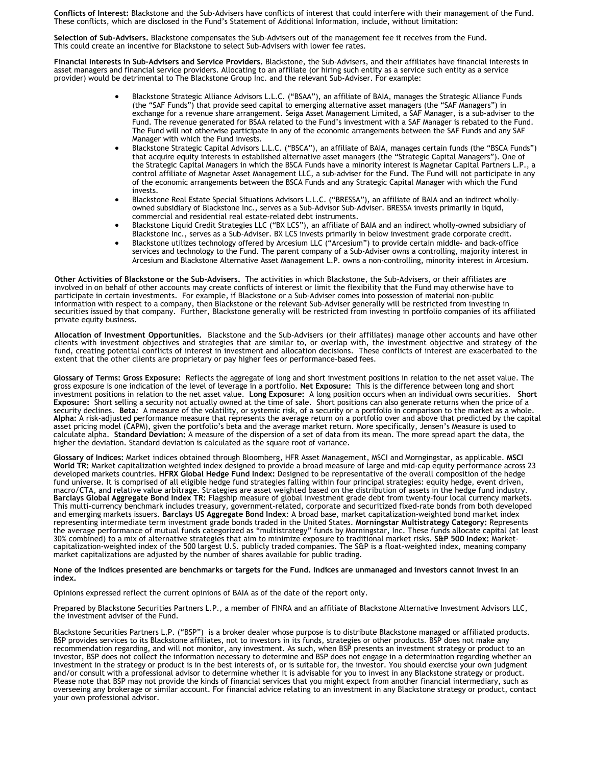**Conflicts of Interest:** Blackstone and the Sub-Advisers have conflicts of interest that could interfere with their management of the Fund. These conflicts, which are disclosed in the Fund's Statement of Additional Information, include, without limitation:

**Selection of Sub-Advisers.** Blackstone compensates the Sub-Advisers out of the management fee it receives from the Fund. This could create an incentive for Blackstone to select Sub-Advisers with lower fee rates.

**Financial Interests in Sub-Advisers and Service Providers.** Blackstone, the Sub-Advisers, and their affiliates have financial interests in asset managers and financial service providers. Allocating to an affiliate (or hiring such entity as a service such entity as a service provider) would be detrimental to The Blackstone Group Inc. and the relevant Sub-Adviser. For example:

- Blackstone Strategic Alliance Advisors L.L.C. ("BSAA"), an affiliate of BAIA, manages the Strategic Alliance Funds (the "SAF Funds") that provide seed capital to emerging alternative asset managers (the "SAF Managers") in exchange for a revenue share arrangement. Seiga Asset Management Limited, a SAF Manager, is a sub-adviser to the Fund. The revenue generated for BSAA related to the Fund's investment with a SAF Manager is rebated to the Fund. The Fund will not otherwise participate in any of the economic arrangements between the SAF Funds and any SAF Manager with which the Fund invests.
- Blackstone Strategic Capital Advisors L.L.C. ("BSCA"), an affiliate of BAIA, manages certain funds (the "BSCA Funds") that acquire equity interests in established alternative asset managers (the "Strategic Capital Managers"). One of the Strategic Capital Managers in which the BSCA Funds have a minority interest is Magnetar Capital Partners L.P., a control affiliate of Magnetar Asset Management LLC, a sub-adviser for the Fund. The Fund will not participate in any of the economic arrangements between the BSCA Funds and any Strategic Capital Manager with which the Fund invests.
- Blackstone Real Estate Special Situations Advisors L.L.C. ("BRESSA"), an affiliate of BAIA and an indirect wholly-owned subsidiary of Blackstone Inc., serves as a Sub-Advisor Sub-Adviser. BRESSA invests primarily in liquid, commercial and residential real estate-related debt instruments.
- Blackstone Liquid Credit Strategies LLC ("BX LCS"), an affiliate of BAIA and an indirect wholly-owned subsidiary of Blackstone Inc., serves as a Sub-Adviser. BX LCS invests primarily in below investment grade corporate credit.
- Blackstone utilizes technology offered by Arcesium LLC ("Arcesium") to provide certain middle- and back-office services and technology to the Fund. The parent company of a Sub-Adviser owns a controlling, majority interest in Arcesium and Blackstone Alternative Asset Management L.P. owns a non-controlling, minority interest in Arcesium.

**Other Activities of Blackstone or the Sub-Advisers.** The activities in which Blackstone, the Sub-Advisers, or their affiliates are involved in on behalf of other accounts may create conflicts of interest or limit the flexibility that the Fund may otherwise have to participate in certain investments. For example, if Blackstone or a Sub-Adviser comes into possession of material non-public information with respect to a company, then Blackstone or the relevant Sub-Adviser generally will be restricted from investing in securities issued by that company. Further, Blackstone generally will be restricted from investing in portfolio companies of its affiliated private equity business.

**Allocation of Investment Opportunities.** Blackstone and the Sub-Advisers (or their affiliates) manage other accounts and have other clients with investment objectives and strategies that are similar to, or overlap with, the investment objective and strategy of the fund, creating potential conflicts of interest in investment and allocation decisions. These conflicts of interest are exacerbated to the extent that the other clients are proprietary or pay higher fees or performance-based fees.

**Glossary of Terms: Gross Exposure:** Reflects the aggregate of long and short investment positions in relation to the net asset value. The gross exposure is one indication of the level of leverage in a portfolio. **Net Exposure:** This is the difference between long and short investment positions in relation to the net asset value. **Long Exposure:** A long position occurs when an individual owns securities. **Short Exposure:** Short selling a security not actually owned at the time of sale. Short positions can also generate returns when the price of a security declines. **Beta:** A measure of the volatility, or systemic risk, of a security or a portfolio in comparison to the market as a whole. **Alpha:** A risk-adjusted performance measure that represents the average return on a portfolio over and above that predicted by the capital asset pricing model (CAPM), given the portfolio's beta and the average market return. More specifically, Jensen's Measure is used to calculate alpha. **Standard Deviation:** A measure of the dispersion of a set of data from its mean. The more spread apart the data, the higher the deviation. Standard deviation is calculated as the square root of variance.

**Glossary of Indices:** Market indices obtained through Bloomberg, HFR Asset Management, MSCI and Morngingstar, as applicable. **MSCI World TR:** Market capitalization weighted index designed to provide a broad measure of large and mid-cap equity performance across 23 developed markets countries. **HFRX Global Hedge Fund Index:** Designed to be representative of the overall composition of the hedge fund universe. It is comprised of all eligible hedge fund strategies falling within four principal strategies: equity hedge, event driven, macro/CTA, and relative value arbitrage. Strategies are asset weighted based on the distribution of assets in the hedge fund industry. **Barclays Global Aggregate Bond Index TR:** Flagship measure of global investment grade debt from twenty-four local currency markets. This multi-currency benchmark includes treasury, government-related, corporate and securitized fixed-rate bonds from both developed and emerging markets issuers. **Barclays US Aggregate Bond Index**: A broad base, market capitalization-weighted bond market index representing intermediate term investment grade bonds traded in the United States. **Morningstar Multistrategy Category:** Represents the average performance of mutual funds categorized as "multistrategy" funds by Morningstar, Inc. These funds allocate capital (at least 30% combined) to a mix of alternative strategies that aim to minimize exposure to traditional market risks. **S&P 500 Index:** Market-capitalization-weighted index of the 500 largest U.S. publicly traded companies. The S&P is a float-weighted index, meaning company market capitalizations are adjusted by the number of shares available for public trading.

**None of the indices presented are benchmarks or targets for the Fund. Indices are unmanaged and investors cannot invest in an index.**

Opinions expressed reflect the current opinions of BAIA as of the date of the report only.

Prepared by Blackstone Securities Partners L.P., a member of FINRA and an affiliate of Blackstone Alternative Investment Advisors LLC, the investment adviser of the Fund.

Blackstone Securities Partners L.P. ("BSP") is a broker dealer whose purpose is to distribute Blackstone managed or affiliated products. BSP provides services to its Blackstone affiliates, not to investors in its funds, strategies or other products. BSP does not make any recommendation regarding, and will not monitor, any investment. As such, when BSP presents an investment strategy or product to an investor, BSP does not collect the information necessary to determine and BSP does not engage in a determination regarding whether an investment in the strategy or product is in the best interests of, or is suitable for, the investor. You should exercise your own judgment and/or consult with a professional advisor to determine whether it is advisable for you to invest in any Blackstone strategy or product. Please note that BSP may not provide the kinds of financial services that you might expect from another financial intermediary, such as overseeing any brokerage or similar account. For financial advice relating to an investment in any Blackstone strategy or product, contact your own professional advisor.